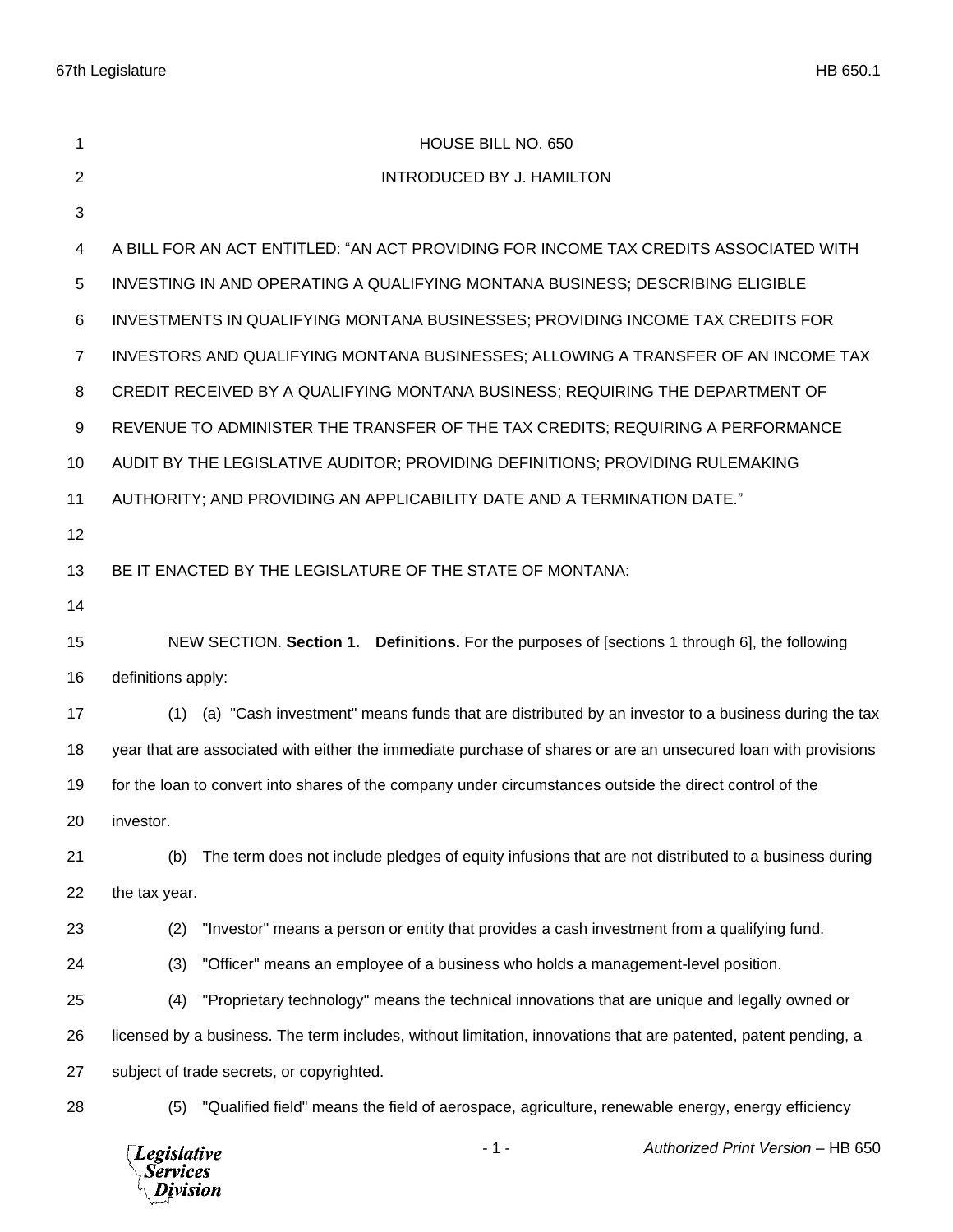HOUSE BILL NO. 650

INTRODUCED BY J. HAMILTON

A BILL FOR AN ACT ENTITLED: "AN ACT PROVIDING FOR INCOME TAX CREDITS ASSOCIATED WITH INVESTING IN AND OPERATING A QUALIFYING MONTANA BUSINESS; DESCRIBING ELIGIBLE INVESTMENTS IN QUALIFYING MONTANA BUSINESSES; PROVIDING INCOME TAX CREDITS FOR INVESTORS AND QUALIFYING MONTANA BUSINESSES; ALLOWING A TRANSFER OF AN INCOME TAX CREDIT RECEIVED BY A QUALIFYING MONTANA BUSINESS; REQUIRING THE DEPARTMENT OF REVENUE TO ADMINISTER THE TRANSFER OF THE TAX CREDITS; REQUIRING A PERFORMANCE AUDIT BY THE LEGISLATIVE AUDITOR; PROVIDING DEFINITIONS; PROVIDING RULEMAKING AUTHORITY; AND PROVIDING AN APPLICABILITY DATE AND A TERMINATION DATE."

BE IT ENACTED BY THE LEGISLATURE OF THE STATE OF MONTANA:

NEW SECTION. **Section 1. Definitions.** For the purposes of [sections 1 through 6], the following definitions apply:

(1) (a) "Cash investment" means funds that are distributed by an investor to a business during the tax year that are associated with either the immediate purchase of shares or are an unsecured loan with provisions for the loan to convert into shares of the company under circumstances outside the direct control of the investor.

(b) The term does not include pledges of equity infusions that are not distributed to a business during the tax year.

(2) "Investor" means a person or entity that provides a cash investment from a qualifying fund.

(3) "Officer" means an employee of a business who holds a management-level position.

(4) "Proprietary technology" means the technical innovations that are unique and legally owned or licensed by a business. The term includes, without limitation, innovations that are patented, patent pending, a subject of trade secrets, or copyrighted.

(5) "Qualified field" means the field of aerospace, agriculture, renewable energy, energy efficiency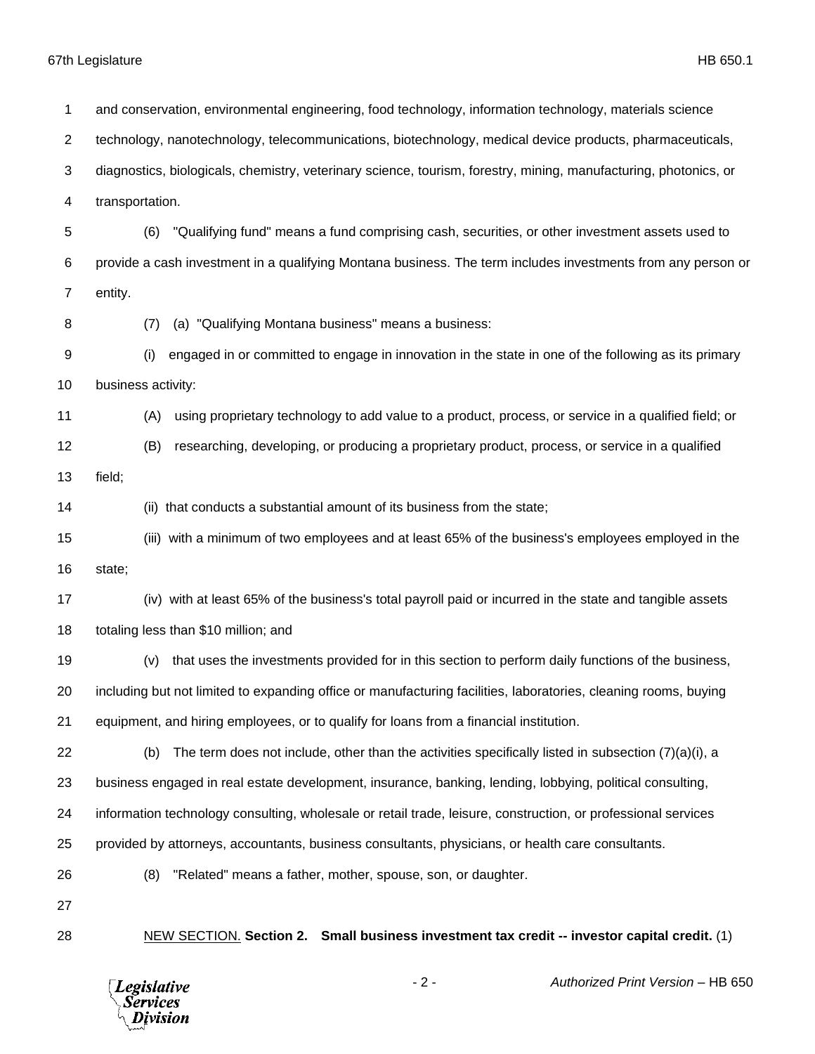and conservation, environmental engineering, food technology, information technology, materials science technology, nanotechnology, telecommunications, biotechnology, medical device products, pharmaceuticals, diagnostics, biologicals, chemistry, veterinary science, tourism, forestry, mining, manufacturing, photonics, or transportation.

(6) "Qualifying fund" means a fund comprising cash, securities, or other investment assets used to provide a cash investment in a qualifying Montana business. The term includes investments from any person or entity.

(7) (a) "Qualifying Montana business" means a business:

(i) engaged in or committed to engage in innovation in the state in one of the following as its primary business activity:

(A) using proprietary technology to add value to a product, process, or service in a qualified field; or

(B) researching, developing, or producing a proprietary product, process, or service in a qualified field;

(ii) that conducts a substantial amount of its business from the state;

(iii) with a minimum of two employees and at least 65% of the business's employees employed in the state;

(iv) with at least 65% of the business's total payroll paid or incurred in the state and tangible assets totaling less than $10 million; and

(v) that uses the investments provided for in this section to perform daily functions of the business, including but not limited to expanding office or manufacturing facilities, laboratories, cleaning rooms, buying equipment, and hiring employees, or to qualify for loans from a financial institution.

(b) The term does not include, other than the activities specifically listed in subsection (7)(a)(i), a business engaged in real estate development, insurance, banking, lending, lobbying, political consulting, information technology consulting, wholesale or retail trade, leisure, construction, or professional services provided by attorneys, accountants, business consultants, physicians, or health care consultants.

(8) "Related" means a father, mother, spouse, son, or daughter.

NEW SECTION. **Section 2. Small business investment tax credit -- investor capital credit.** (1)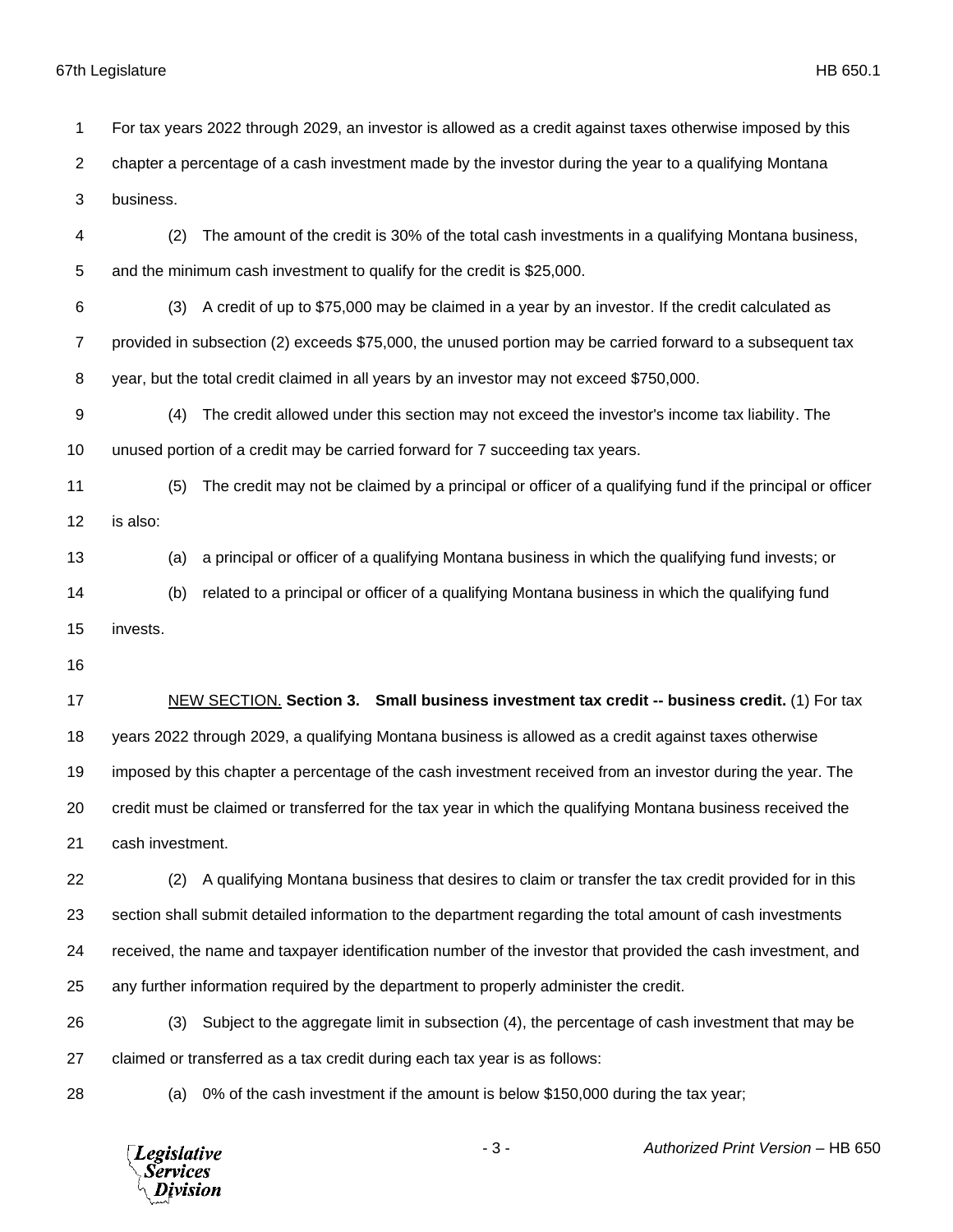For tax years 2022 through 2029, an investor is allowed as a credit against taxes otherwise imposed by this chapter a percentage of a cash investment made by the investor during the year to a qualifying Montana business.

(2) The amount of the credit is 30% of the total cash investments in a qualifying Montana business, and the minimum cash investment to qualify for the credit is $25,000.

(3) A credit of up to $75,000 may be claimed in a year by an investor. If the credit calculated as provided in subsection (2) exceeds $75,000, the unused portion may be carried forward to a subsequent tax year, but the total credit claimed in all years by an investor may not exceed $750,000.

(4) The credit allowed under this section may not exceed the investor's income tax liability. The unused portion of a credit may be carried forward for 7 succeeding tax years.

(5) The credit may not be claimed by a principal or officer of a qualifying fund if the principal or officer is also:

(a) a principal or officer of a qualifying Montana business in which the qualifying fund invests; or

(b) related to a principal or officer of a qualifying Montana business in which the qualifying fund invests.

NEW SECTION. **Section 3. Small business investment tax credit -- business credit.** (1) For tax years 2022 through 2029, a qualifying Montana business is allowed as a credit against taxes otherwise imposed by this chapter a percentage of the cash investment received from an investor during the year. The credit must be claimed or transferred for the tax year in which the qualifying Montana business received the cash investment.

(2) A qualifying Montana business that desires to claim or transfer the tax credit provided for in this section shall submit detailed information to the department regarding the total amount of cash investments received, the name and taxpayer identification number of the investor that provided the cash investment, and any further information required by the department to properly administer the credit.

(3) Subject to the aggregate limit in subsection (4), the percentage of cash investment that may be claimed or transferred as a tax credit during each tax year is as follows:

(a) 0% of the cash investment if the amount is below $150,000 during the tax year;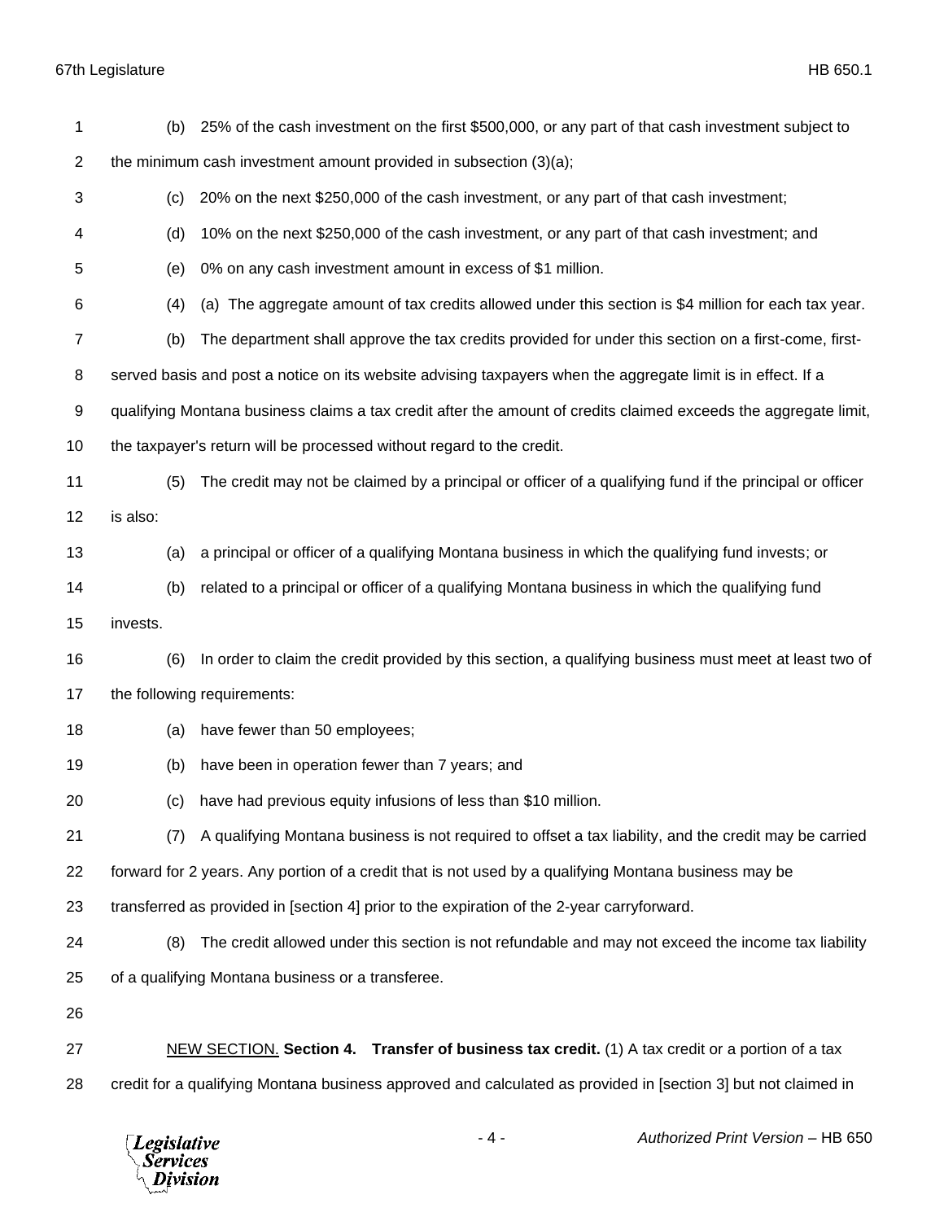(b) 25% of the cash investment on the first $500,000, or any part of that cash investment subject to the minimum cash investment amount provided in subsection (3)(a);

(c) 20% on the next $250,000 of the cash investment, or any part of that cash investment;

(d) 10% on the next $250,000 of the cash investment, or any part of that cash investment; and

(e) 0% on any cash investment amount in excess of $1 million.

(4) (a) The aggregate amount of tax credits allowed under this section is $4 million for each tax year.

(b) The department shall approve the tax credits provided for under this section on a first-come, first-served basis and post a notice on its website advising taxpayers when the aggregate limit is in effect. If a qualifying Montana business claims a tax credit after the amount of credits claimed exceeds the aggregate limit, the taxpayer's return will be processed without regard to the credit.

(5) The credit may not be claimed by a principal or officer of a qualifying fund if the principal or officer is also:

(a) a principal or officer of a qualifying Montana business in which the qualifying fund invests; or

(b) related to a principal or officer of a qualifying Montana business in which the qualifying fund invests.

(6) In order to claim the credit provided by this section, a qualifying business must meet at least two of the following requirements:

(a) have fewer than 50 employees;

(b) have been in operation fewer than 7 years; and

(c) have had previous equity infusions of less than $10 million.

(7) A qualifying Montana business is not required to offset a tax liability, and the credit may be carried forward for 2 years. Any portion of a credit that is not used by a qualifying Montana business may be transferred as provided in [section 4] prior to the expiration of the 2-year carryforward.

(8) The credit allowed under this section is not refundable and may not exceed the income tax liability of a qualifying Montana business or a transferee.

NEW SECTION. **Section 4. Transfer of business tax credit.** (1) A tax credit or a portion of a tax credit for a qualifying Montana business approved and calculated as provided in [section 3] but not claimed in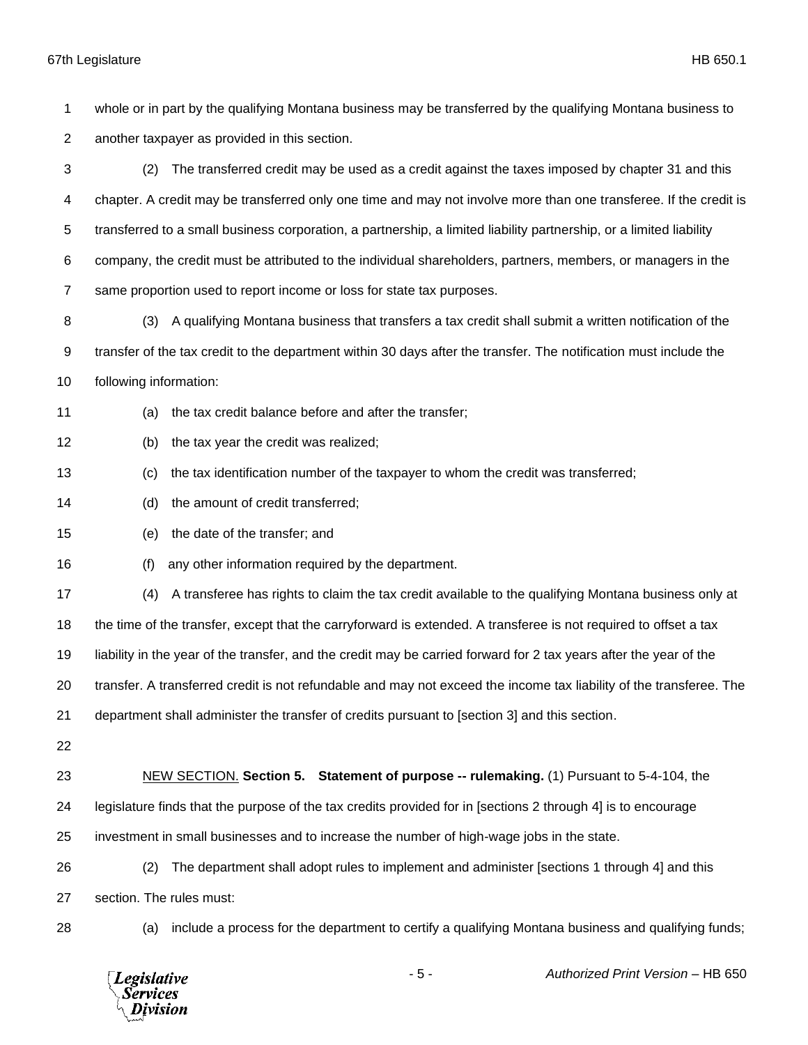whole or in part by the qualifying Montana business may be transferred by the qualifying Montana business to another taxpayer as provided in this section.

(2) The transferred credit may be used as a credit against the taxes imposed by chapter 31 and this chapter. A credit may be transferred only one time and may not involve more than one transferee. If the credit is transferred to a small business corporation, a partnership, a limited liability partnership, or a limited liability company, the credit must be attributed to the individual shareholders, partners, members, or managers in the same proportion used to report income or loss for state tax purposes.

(3) A qualifying Montana business that transfers a tax credit shall submit a written notification of the transfer of the tax credit to the department within 30 days after the transfer. The notification must include the following information:

(a) the tax credit balance before and after the transfer;

(b) the tax year the credit was realized;

(c) the tax identification number of the taxpayer to whom the credit was transferred;

(d) the amount of credit transferred;

(e) the date of the transfer; and

(f) any other information required by the department.

(4) A transferee has rights to claim the tax credit available to the qualifying Montana business only at the time of the transfer, except that the carryforward is extended. A transferee is not required to offset a tax liability in the year of the transfer, and the credit may be carried forward for 2 tax years after the year of the transfer. A transferred credit is not refundable and may not exceed the income tax liability of the transferee. The department shall administer the transfer of credits pursuant to [section 3] and this section.

NEW SECTION. **Section 5. Statement of purpose -- rulemaking.** (1) Pursuant to 5-4-104, the legislature finds that the purpose of the tax credits provided for in [sections 2 through 4] is to encourage investment in small businesses and to increase the number of high-wage jobs in the state.

(2) The department shall adopt rules to implement and administer [sections 1 through 4] and this section. The rules must:

(a) include a process for the department to certify a qualifying Montana business and qualifying funds;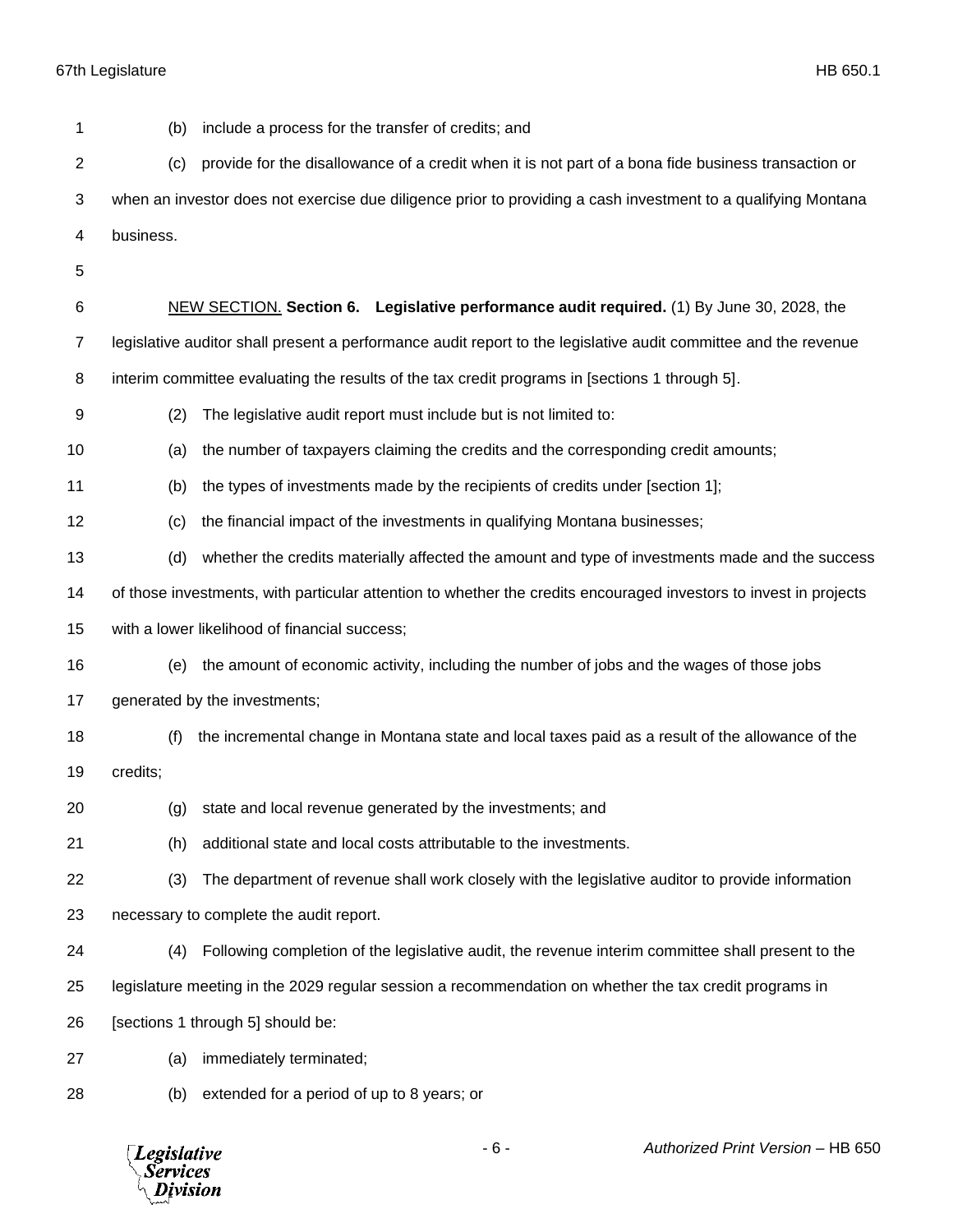(b) include a process for the transfer of credits; and

(c) provide for the disallowance of a credit when it is not part of a bona fide business transaction or when an investor does not exercise due diligence prior to providing a cash investment to a qualifying Montana business.

NEW SECTION. **Section 6. Legislative performance audit required.** (1) By June 30, 2028, the legislative auditor shall present a performance audit report to the legislative audit committee and the revenue interim committee evaluating the results of the tax credit programs in [sections 1 through 5].

(2) The legislative audit report must include but is not limited to:

(a) the number of taxpayers claiming the credits and the corresponding credit amounts;

(b) the types of investments made by the recipients of credits under [section 1];

(c) the financial impact of the investments in qualifying Montana businesses;

(d) whether the credits materially affected the amount and type of investments made and the success of those investments, with particular attention to whether the credits encouraged investors to invest in projects with a lower likelihood of financial success;

(e) the amount of economic activity, including the number of jobs and the wages of those jobs generated by the investments;

(f) the incremental change in Montana state and local taxes paid as a result of the allowance of the credits;

(g) state and local revenue generated by the investments; and

(h) additional state and local costs attributable to the investments.

(3) The department of revenue shall work closely with the legislative auditor to provide information necessary to complete the audit report.

(4) Following completion of the legislative audit, the revenue interim committee shall present to the legislature meeting in the 2029 regular session a recommendation on whether the tax credit programs in [sections 1 through 5] should be:

(a) immediately terminated;

(b) extended for a period of up to 8 years; or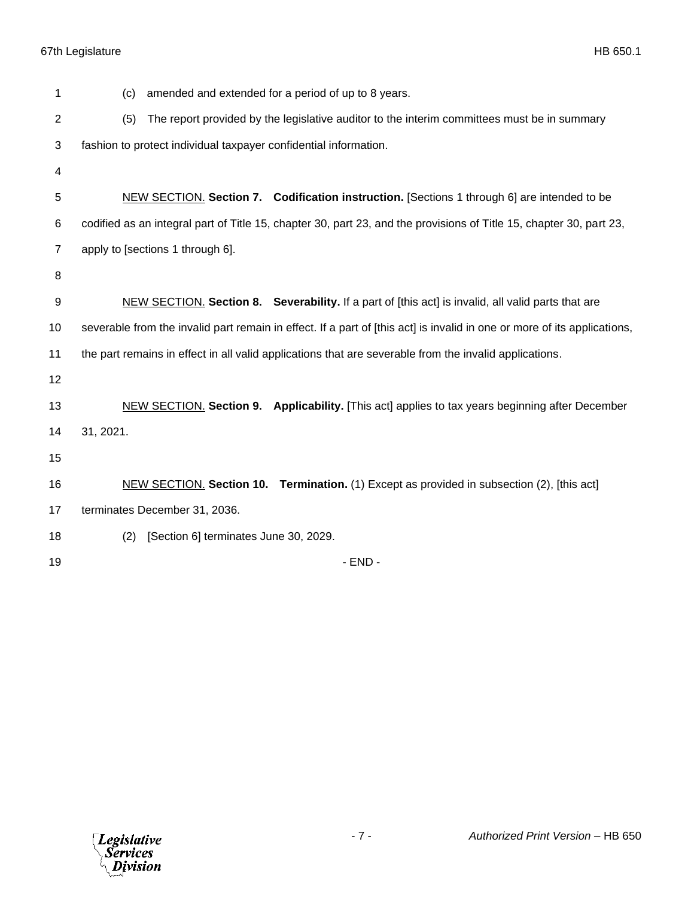(c) amended and extended for a period of up to 8 years.

(5) The report provided by the legislative auditor to the interim committees must be in summary fashion to protect individual taxpayer confidential information.

NEW SECTION. **Section 7. Codification instruction.** [Sections 1 through 6] are intended to be codified as an integral part of Title 15, chapter 30, part 23, and the provisions of Title 15, chapter 30, part 23, apply to [sections 1 through 6].

NEW SECTION. **Section 8. Severability.** If a part of [this act] is invalid, all valid parts that are severable from the invalid part remain in effect. If a part of [this act] is invalid in one or more of its applications, the part remains in effect in all valid applications that are severable from the invalid applications.

NEW SECTION. **Section 9. Applicability.** [This act] applies to tax years beginning after December 31, 2021.

NEW SECTION. **Section 10. Termination.** (1) Except as provided in subsection (2), [this act] terminates December 31, 2036.

(2) [Section 6] terminates June 30, 2029.

- END -